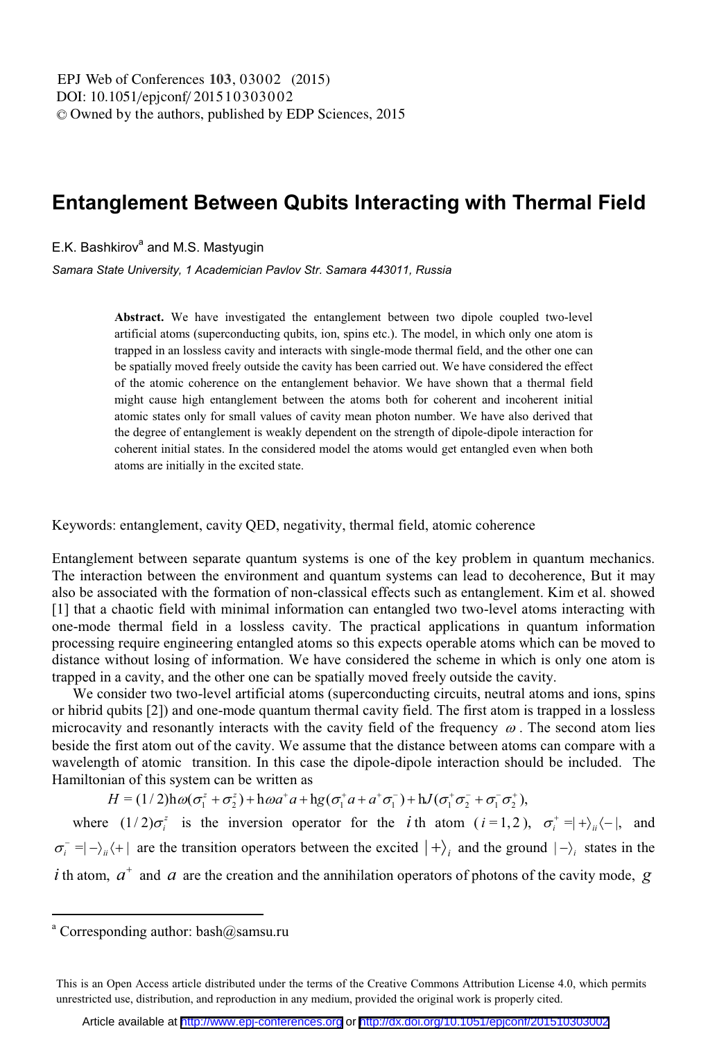# Entanglement Between Qubits Interacting with Thermal Field

E.K. Bashkirov[a] and M.S. Mastyugin

*Samara State University, 1 Academician Pavlov Str. Samara 443011, Russia*

**Abstract.** We have investigated the entanglement between two dipole coupled two-level artificial atoms (superconducting qubits, ion, spins etc.). The model, in which only one atom is trapped in an lossless cavity and interacts with single-mode thermal field, and the other one can be spatially moved freely outside the cavity has been carried out. We have considered the effect of the atomic coherence on the entanglement behavior. We have shown that a thermal field might cause high entanglement between the atoms both for coherent and incoherent initial atomic states only for small values of cavity mean photon number. We have also derived that the degree of entanglement is weakly dependent on the strength of dipole-dipole interaction for coherent initial states. In the considered model the atoms would get entangled even when both atoms are initially in the excited state.

Keywords: entanglement, cavity QED, negativity, thermal field, atomic coherence

Entanglement between separate quantum systems is one of the key problem in quantum mechanics. The interaction between the environment and quantum systems can lead to decoherence, But it may also be associated with the formation of non-classical effects such as entanglement. Kim et al. showed [1] that a chaotic field with minimal information can entangled two two-level atoms interacting with one-mode thermal field in a lossless cavity. The practical applications in quantum information processing require engineering entangled atoms so this expects operable atoms which can be moved to distance without losing of information. We have considered the scheme in which is only one atom is trapped in a cavity, and the other one can be spatially moved freely outside the cavity.

We consider two two-level artificial atoms (superconducting circuits, neutral atoms and ions, spins or hibrid qubits [2]) and one-mode quantum thermal cavity field. The first atom is trapped in a lossless microcavity and resonantly interacts with the cavity field of the frequency $\omega$. The second atom lies beside the first atom out of the cavity. We assume that the distance between atoms can compare with a wavelength of atomic transition. In this case the dipole-dipole interaction should be included. The Hamiltonian of this system can be written as

$$H = (1/2)\hbar\omega(\sigma_1^z + \sigma_2^z) + \hbar\omega a^+ a + \hbar g(\sigma_1^+ a + a^+ \sigma_1^-) + \hbar J(\sigma_1^+ \sigma_2^- + \sigma_1^- \sigma_2^+),$$

where $(1/2)\sigma_i^z$ is the inversion operator for the $i$th atom ($i = 1,2$), $\sigma_i^+ = |+\rangle_{ii}\langle -|$, and $\sigma_i^- = |-\rangle_{ii}\langle +|$ are the transition operators between the excited $|+\rangle_i$ and the ground $|-\rangle_i$ states in the $i$th atom, $a^+$ and $a$ are the creation and the annihilation operators of photons of the cavity mode, $g$

---

[a] Corresponding author: bash@samsu.ru

This is an Open Access article distributed under the terms of the Creative Commons Attribution License 4.0, which permits unrestricted use, distribution, and reproduction in any medium, provided the original work is properly cited.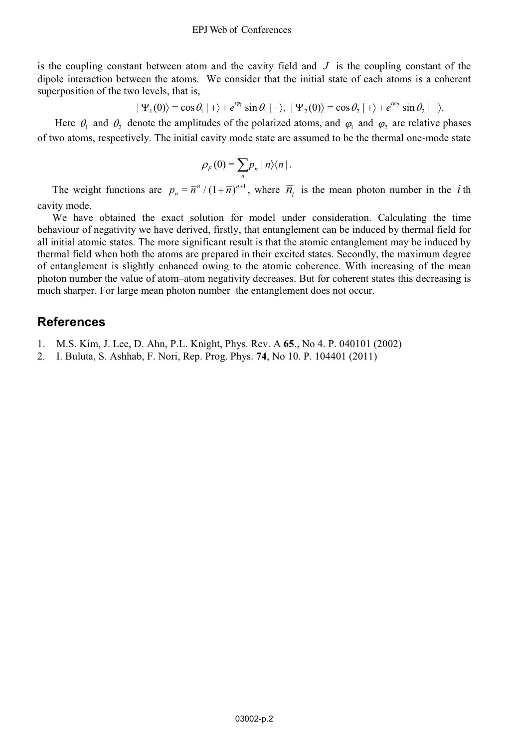is the coupling constant between atom and the cavity field and $J$ is the coupling constant of the dipole interaction between the atoms. We consider that the initial state of each atoms is a coherent superposition of the two levels, that is,

$$|\Psi_1(0)\rangle = \cos\theta_1 |+\rangle + e^{i\varphi_1} \sin\theta_1 |-\rangle, \; |\Psi_2(0)\rangle = \cos\theta_2 |+\rangle + e^{i\varphi_2} \sin\theta_2 |-\rangle.$$

Here $\theta_1$ and $\theta_2$ denote the amplitudes of the polarized atoms, and $\varphi_1$ and $\varphi_2$ are relative phases of two atoms, respectively. The initial cavity mode state are assumed to be the thermal one-mode state

$$\rho_F(0) = \sum_n p_n |n\rangle\langle n|.$$

The weight functions are $p_n = \overline{n}^n / (1+\overline{n})^{n+1}$, where $\overline{n}_i$ is the mean photon number in the $i$ th cavity mode.

We have obtained the exact solution for model under consideration. Calculating the time behaviour of negativity we have derived, firstly, that entanglement can be induced by thermal field for all initial atomic states. The more significant result is that the atomic entanglement may be induced by thermal field when both the atoms are prepared in their excited states. Secondly, the maximum degree of entanglement is slightly enhanced owing to the atomic coherence. With increasing of the mean photon number the value of atom–atom negativity decreases. But for coherent states this decreasing is much sharper. For large mean photon number the entanglement does not occur.

## References

1. M.S. Kim, J. Lee, D. Ahn, P.L. Knight, Phys. Rev. A **65**., No 4. P. 040101 (2002)
2. I. Buluta, S. Ashhab, F. Nori, Rep. Prog. Phys. **74**, No 10. P. 104401 (2011)